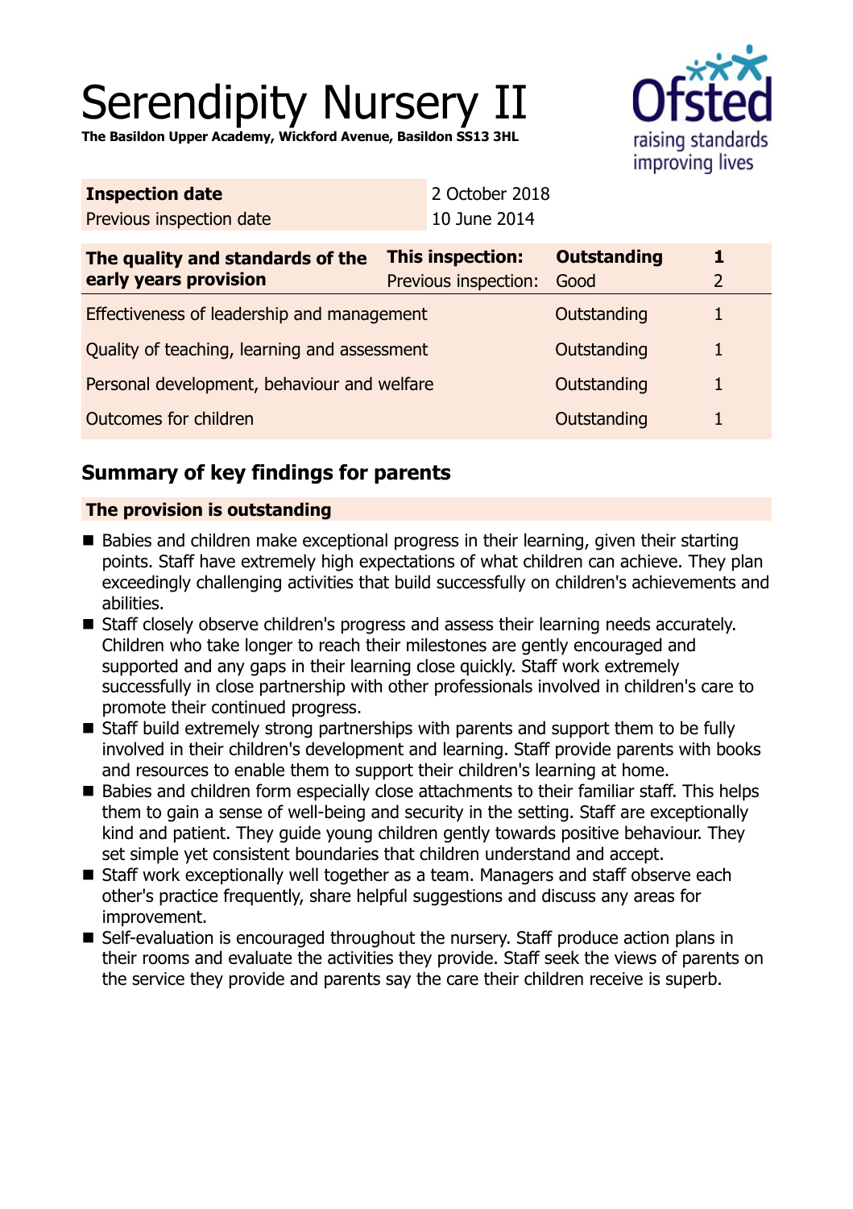# Serendipity Nursery II

**The Basildon Upper Academy, Wickford Avenue, Basildon SS13 3HL**

| | |
|---|---|
| **Inspection date** | 2 October 2018 |
| Previous inspection date | 10 June 2014 |

| **The quality and standards of the early years provision** | **This inspection:** | **Outstanding** | **1** |
|---|---|---|---|
| | Previous inspection: | Good | 2 |
| Effectiveness of leadership and management | | Outstanding | 1 |
| Quality of teaching, learning and assessment | | Outstanding | 1 |
| Personal development, behaviour and welfare | | Outstanding | 1 |
| Outcomes for children | | Outstanding | 1 |

## Summary of key findings for parents

### The provision is outstanding

- Babies and children make exceptional progress in their learning, given their starting points. Staff have extremely high expectations of what children can achieve. They plan exceedingly challenging activities that build successfully on children's achievements and abilities.
- Staff closely observe children's progress and assess their learning needs accurately. Children who take longer to reach their milestones are gently encouraged and supported and any gaps in their learning close quickly. Staff work extremely successfully in close partnership with other professionals involved in children's care to promote their continued progress.
- Staff build extremely strong partnerships with parents and support them to be fully involved in their children's development and learning. Staff provide parents with books and resources to enable them to support their children's learning at home.
- Babies and children form especially close attachments to their familiar staff. This helps them to gain a sense of well-being and security in the setting. Staff are exceptionally kind and patient. They guide young children gently towards positive behaviour. They set simple yet consistent boundaries that children understand and accept.
- Staff work exceptionally well together as a team. Managers and staff observe each other's practice frequently, share helpful suggestions and discuss any areas for improvement.
- Self-evaluation is encouraged throughout the nursery. Staff produce action plans in their rooms and evaluate the activities they provide. Staff seek the views of parents on the service they provide and parents say the care their children receive is superb.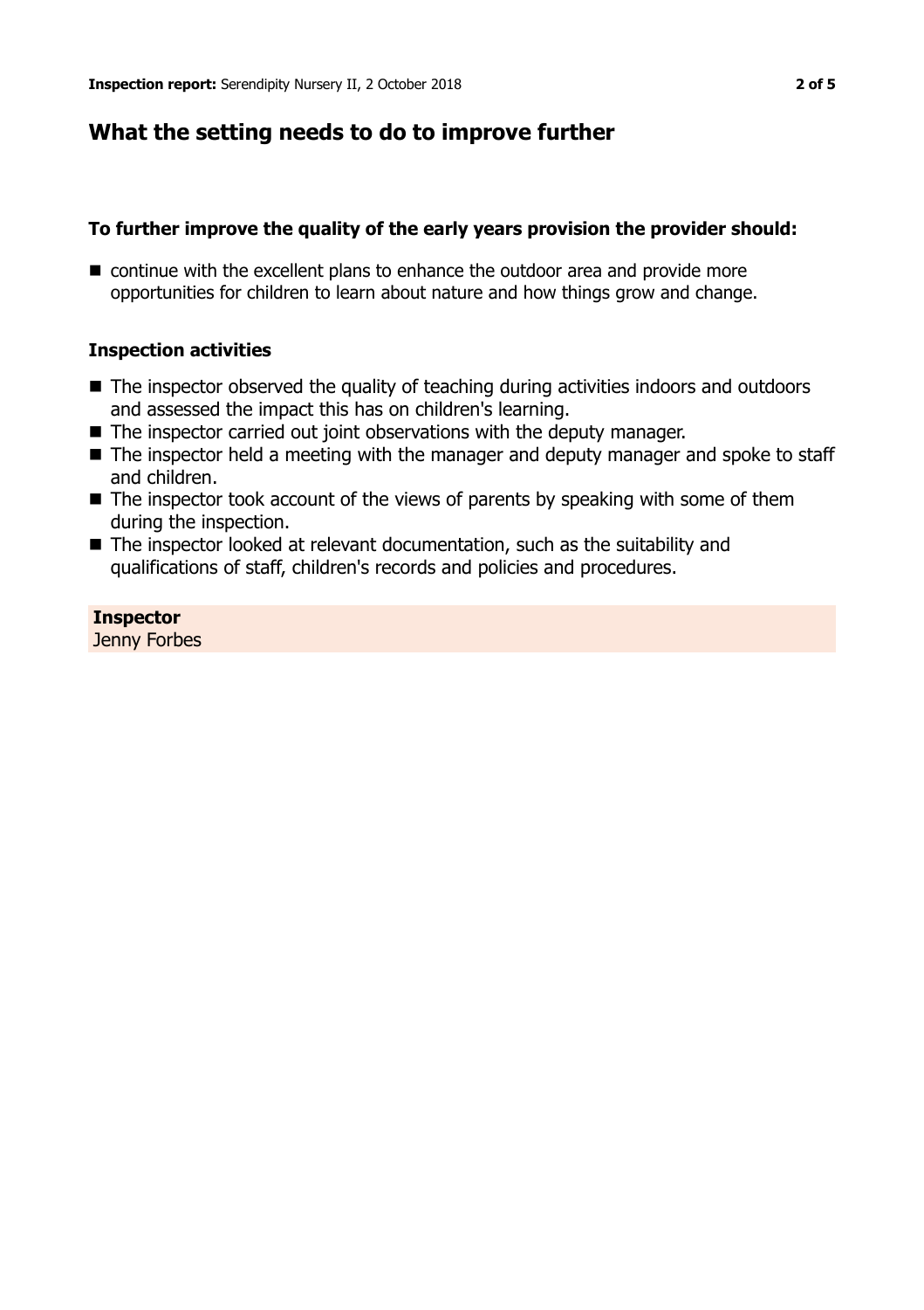## What the setting needs to do to improve further

### To further improve the quality of the early years provision the provider should:

- continue with the excellent plans to enhance the outdoor area and provide more opportunities for children to learn about nature and how things grow and change.

### Inspection activities

- The inspector observed the quality of teaching during activities indoors and outdoors and assessed the impact this has on children's learning.
- The inspector carried out joint observations with the deputy manager.
- The inspector held a meeting with the manager and deputy manager and spoke to staff and children.
- The inspector took account of the views of parents by speaking with some of them during the inspection.
- The inspector looked at relevant documentation, such as the suitability and qualifications of staff, children's records and policies and procedures.

**Inspector**
Jenny Forbes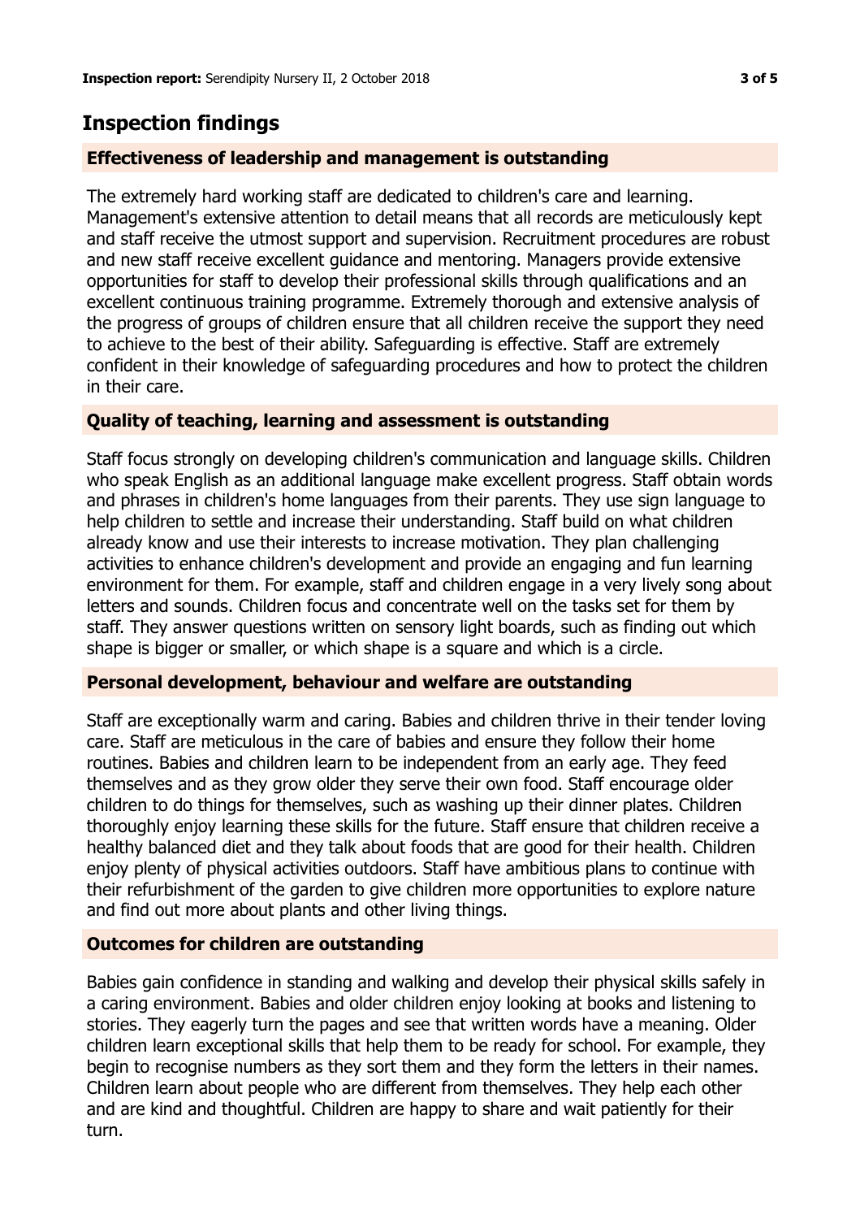## Inspection findings

### Effectiveness of leadership and management is outstanding

The extremely hard working staff are dedicated to children's care and learning. Management's extensive attention to detail means that all records are meticulously kept and staff receive the utmost support and supervision. Recruitment procedures are robust and new staff receive excellent guidance and mentoring. Managers provide extensive opportunities for staff to develop their professional skills through qualifications and an excellent continuous training programme. Extremely thorough and extensive analysis of the progress of groups of children ensure that all children receive the support they need to achieve to the best of their ability. Safeguarding is effective. Staff are extremely confident in their knowledge of safeguarding procedures and how to protect the children in their care.

### Quality of teaching, learning and assessment is outstanding

Staff focus strongly on developing children's communication and language skills. Children who speak English as an additional language make excellent progress. Staff obtain words and phrases in children's home languages from their parents. They use sign language to help children to settle and increase their understanding. Staff build on what children already know and use their interests to increase motivation. They plan challenging activities to enhance children's development and provide an engaging and fun learning environment for them. For example, staff and children engage in a very lively song about letters and sounds. Children focus and concentrate well on the tasks set for them by staff. They answer questions written on sensory light boards, such as finding out which shape is bigger or smaller, or which shape is a square and which is a circle.

### Personal development, behaviour and welfare are outstanding

Staff are exceptionally warm and caring. Babies and children thrive in their tender loving care. Staff are meticulous in the care of babies and ensure they follow their home routines. Babies and children learn to be independent from an early age. They feed themselves and as they grow older they serve their own food. Staff encourage older children to do things for themselves, such as washing up their dinner plates. Children thoroughly enjoy learning these skills for the future. Staff ensure that children receive a healthy balanced diet and they talk about foods that are good for their health. Children enjoy plenty of physical activities outdoors. Staff have ambitious plans to continue with their refurbishment of the garden to give children more opportunities to explore nature and find out more about plants and other living things.

### Outcomes for children are outstanding

Babies gain confidence in standing and walking and develop their physical skills safely in a caring environment. Babies and older children enjoy looking at books and listening to stories. They eagerly turn the pages and see that written words have a meaning. Older children learn exceptional skills that help them to be ready for school. For example, they begin to recognise numbers as they sort them and they form the letters in their names. Children learn about people who are different from themselves. They help each other and are kind and thoughtful. Children are happy to share and wait patiently for their turn.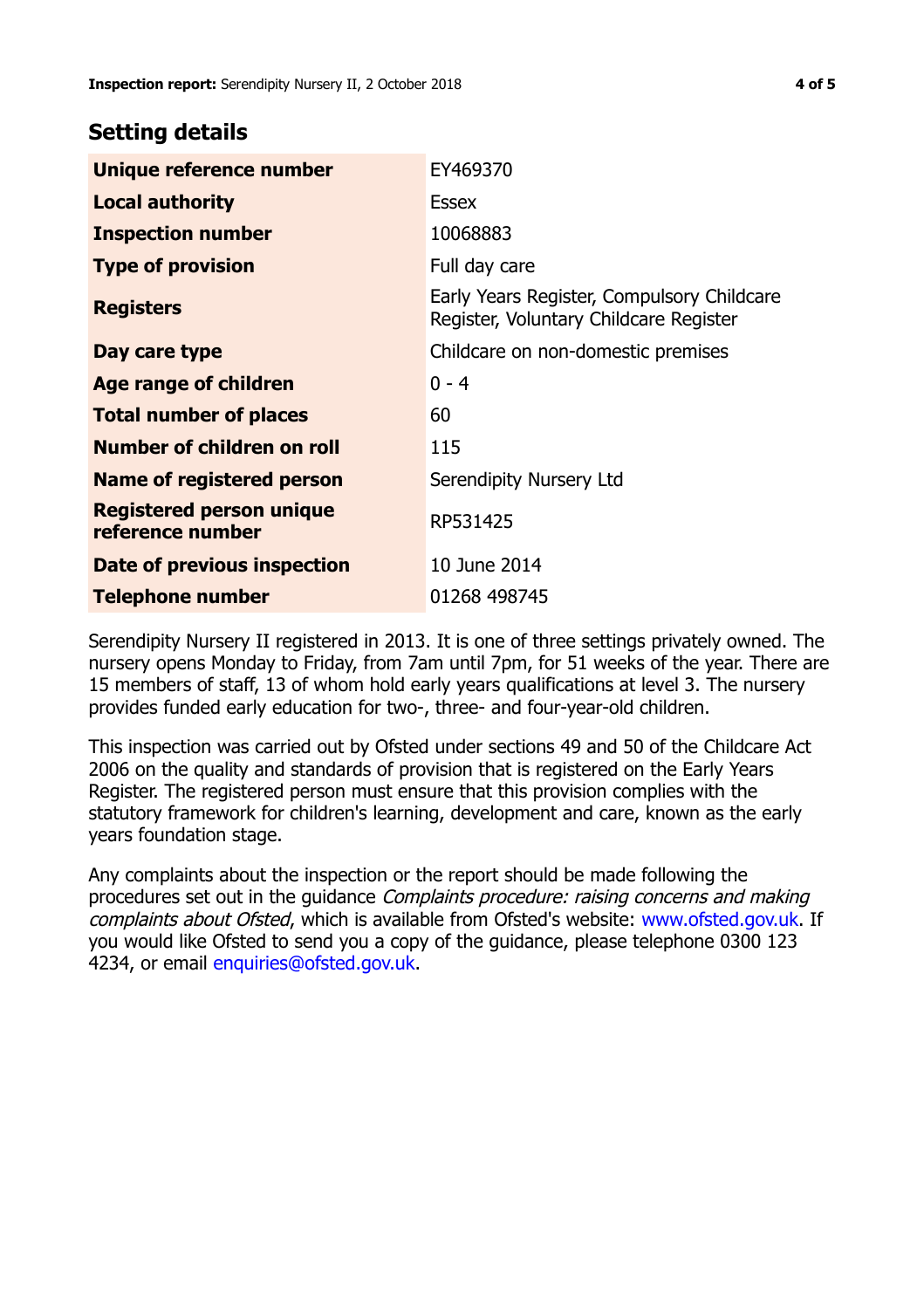## Setting details

| | |
|---|---|
| **Unique reference number** | EY469370 |
| **Local authority** | Essex |
| **Inspection number** | 10068883 |
| **Type of provision** | Full day care |
| **Registers** | Early Years Register, Compulsory Childcare Register, Voluntary Childcare Register |
| **Day care type** | Childcare on non-domestic premises |
| **Age range of children** | 0 - 4 |
| **Total number of places** | 60 |
| **Number of children on roll** | 115 |
| **Name of registered person** | Serendipity Nursery Ltd |
| **Registered person unique reference number** | RP531425 |
| **Date of previous inspection** | 10 June 2014 |
| **Telephone number** | 01268 498745 |

Serendipity Nursery II registered in 2013. It is one of three settings privately owned. The nursery opens Monday to Friday, from 7am until 7pm, for 51 weeks of the year. There are 15 members of staff, 13 of whom hold early years qualifications at level 3. The nursery provides funded early education for two-, three- and four-year-old children.

This inspection was carried out by Ofsted under sections 49 and 50 of the Childcare Act 2006 on the quality and standards of provision that is registered on the Early Years Register. The registered person must ensure that this provision complies with the statutory framework for children's learning, development and care, known as the early years foundation stage.

Any complaints about the inspection or the report should be made following the procedures set out in the guidance *Complaints procedure: raising concerns and making complaints about Ofsted*, which is available from Ofsted's website: www.ofsted.gov.uk. If you would like Ofsted to send you a copy of the guidance, please telephone 0300 123 4234, or email enquiries@ofsted.gov.uk.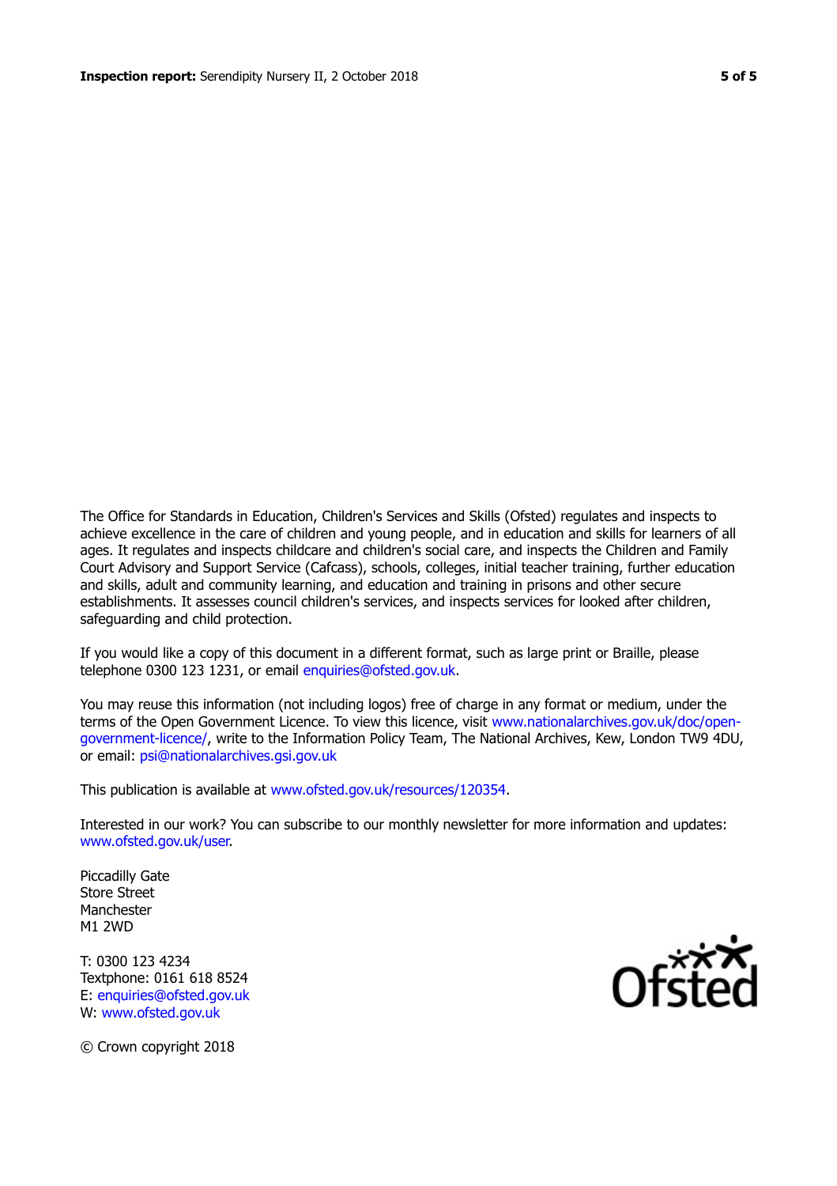The Office for Standards in Education, Children's Services and Skills (Ofsted) regulates and inspects to achieve excellence in the care of children and young people, and in education and skills for learners of all ages. It regulates and inspects childcare and children's social care, and inspects the Children and Family Court Advisory and Support Service (Cafcass), schools, colleges, initial teacher training, further education and skills, adult and community learning, and education and training in prisons and other secure establishments. It assesses council children's services, and inspects services for looked after children, safeguarding and child protection.

If you would like a copy of this document in a different format, such as large print or Braille, please telephone 0300 123 1231, or email enquiries@ofsted.gov.uk.

You may reuse this information (not including logos) free of charge in any format or medium, under the terms of the Open Government Licence. To view this licence, visit www.nationalarchives.gov.uk/doc/open-government-licence/, write to the Information Policy Team, The National Archives, Kew, London TW9 4DU, or email: psi@nationalarchives.gsi.gov.uk

This publication is available at www.ofsted.gov.uk/resources/120354.

Interested in our work? You can subscribe to our monthly newsletter for more information and updates: www.ofsted.gov.uk/user.

Piccadilly Gate
Store Street
Manchester
M1 2WD

T: 0300 123 4234
Textphone: 0161 618 8524
E: enquiries@ofsted.gov.uk
W: www.ofsted.gov.uk

© Crown copyright 2018